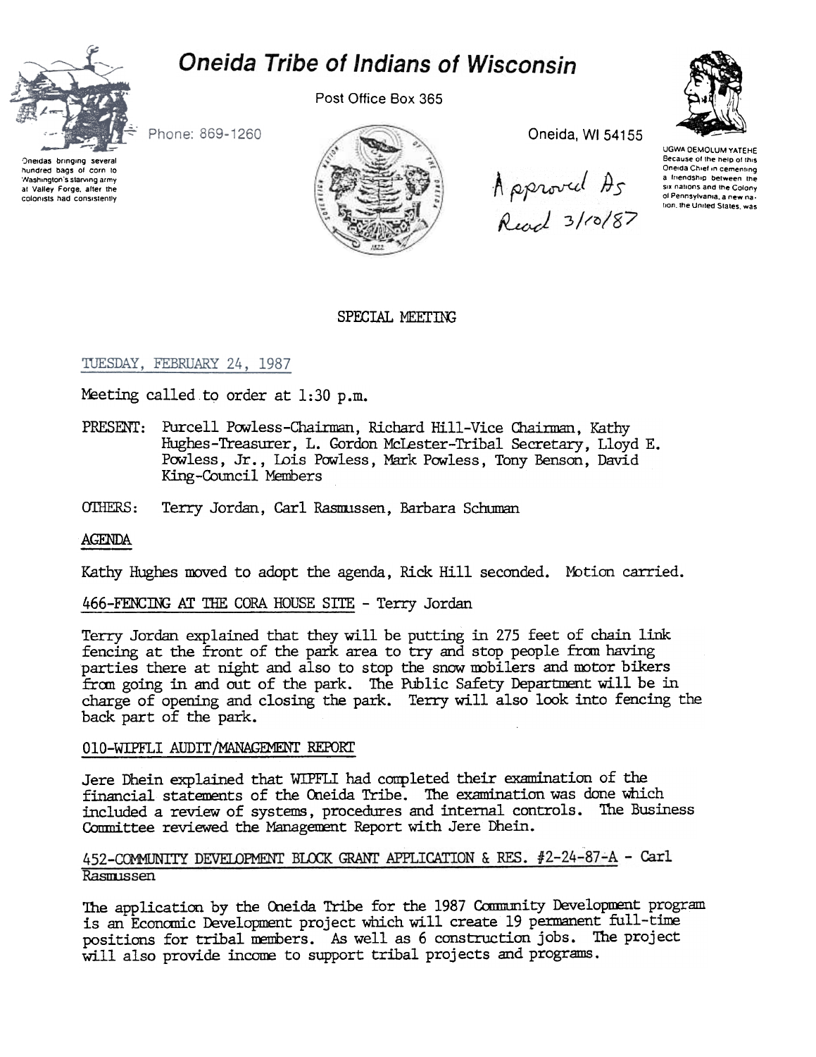# Oneida Tribe of Indians of Wisconsin

Post Office Box 365

Phone: 869-1260

Oneida, WI 54155

Oneidas bringing several hundred bags of corn to Washington's starving army at Valley Forge, after the colonists had consistently

UGWA DEMOLUM YATEHE Because of the help of this Oneida Chief in cementing a friendship between the six nations and the Colony of Pennsylvania, a new nation, the United States, was

Approved As Read 3/10/87

## SPECIAL MEETING

TUESDAY, FEBRUARY 24, 1987

Meeting called to order at 1:30 p.m.

PRESENT: Purcell Powless-Chairman, Richard Hill-Vice Chairman, Kathy Hughes-Treasurer, L. Gordon McLester-Tribal Secretary, Lloyd E. Powless, Jr., Lois Powless, Mark Powless, Tony Benson, David King-Council Members

OTHERS: Terry Jordan, Carl Rasmussen, Barbara Schuman

AGENDA

Kathy Hughes moved to adopt the agenda, Rick Hill seconded. Motion carried.

466-FENCING AT THE CORA HOUSE SITE - Terry Jordan

Terry Jordan explained that they will be putting in 275 feet of chain link fencing at the front of the park area to try and stop people from having parties there at night and also to stop the snow mobilers and motor bikers from going in and out of the park. The Public Safety Department will be in charge of opening and closing the park. Terry will also look into fencing the back part of the park.

010-WIPFLI AUDIT/MANAGEMENT REPORT

Jere Dhein explained that WIPFLI had completed their examination of the financial statements of the Oneida Tribe. The examination was done which included a review of systems, procedures and internal controls. The Business Committee reviewed the Management Report with Jere Dhein.

452-COMMUNITY DEVELOPMENT BLOCK GRANT APPLICATION & RES. #2-24-87-A - Carl Rasmussen

The application by the Oneida Tribe for the 1987 Community Development program is an Economic Development project which will create 19 permanent full-time positions for tribal members. As well as 6 construction jobs. The project will also provide income to support tribal projects and programs.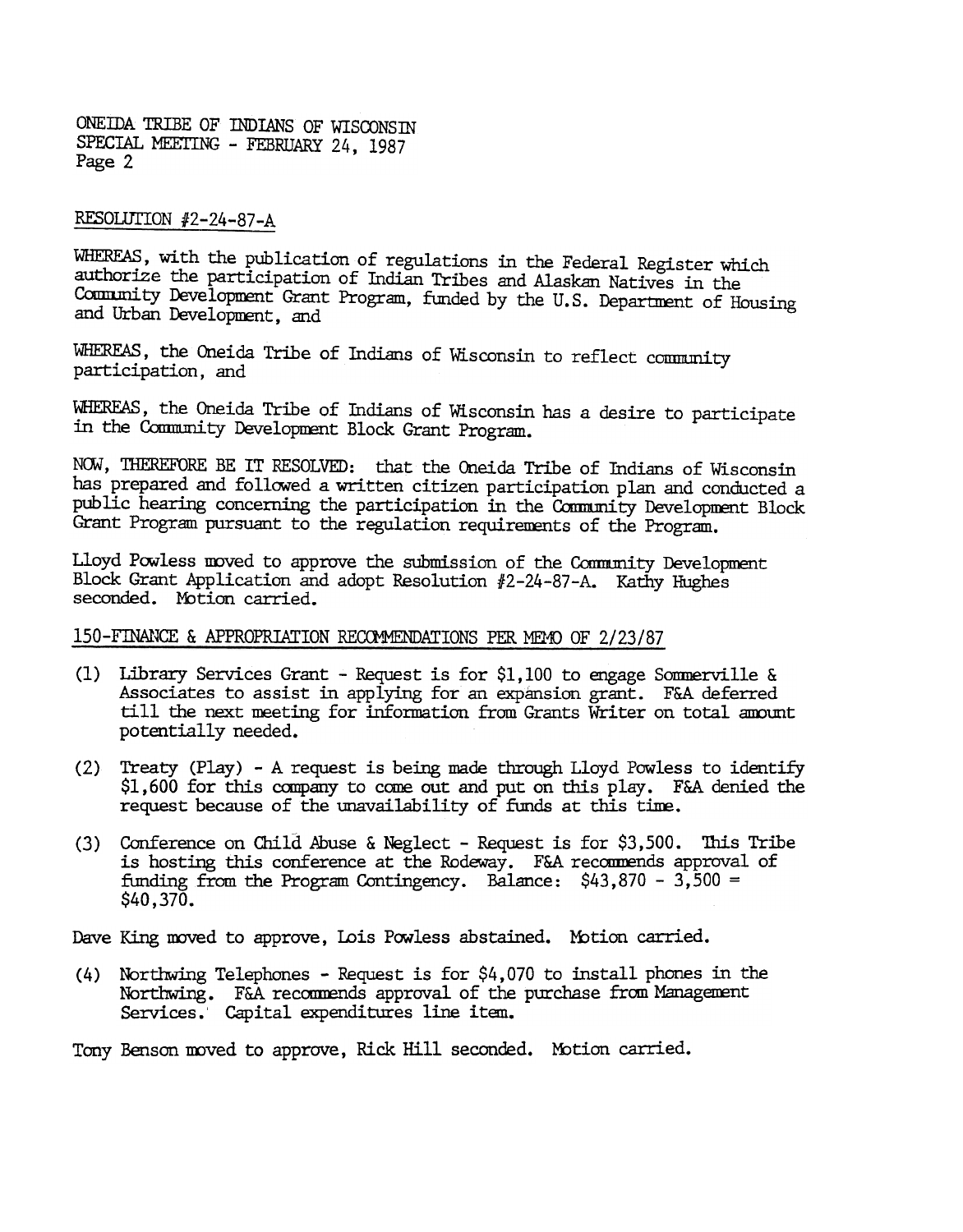## RESOLUTION #2-24-87-A

WHEREAS, with the publication of regulations in the Federal Register which authorize the participation of Indian Tribes and Alaskan Natives in the Community Development Grant Program, funded by the U.S. Department of Housing and Urban Development, and

WHEREAS, the Oneida Tribe of Indians of Wisconsin to reflect community participation, and

WHEREAS, the Oneida Tribe of Indians of Wisconsin has a desire to participate in the Community Development Block Grant Program.

NOW, THEREFORE BE IT RESOLVED: that the Oneida Tribe of Indians of Wisconsin has prepared and followed a written citizen participation plan and conducted a public hearing concerning the participation in the Community Development Block Grant Program pursuant to the regulation requirements of the Program.

Lloyd Powless moved to approve the submission of the Community Development Block Grant Application and adopt Resolution #2-24-87-A. Kathy Hughes seconded. Motion carried.

## 150-FINANCE & APPROPRIATION RECOMMENDATIONS PER MEMO OF 2/23/87

(1) Library Services Grant - Request is for $1,100 to engage Sommerville & Associates to assist in applying for an expansion grant. F&A deferred till the next meeting for information from Grants Writer on total amount potentially needed.

(2) Treaty (Play) - A request is being made through Lloyd Powless to identify $1,600 for this company to come out and put on this play. F&A denied the request because of the unavailability of funds at this time.

(3) Conference on Child Abuse & Neglect - Request is for $3,500. This Tribe is hosting this conference at the Rodeway. F&A recommends approval of funding from the Program Contingency. Balance: $43,870 - 3,500 = $40,370.

Dave King moved to approve, Lois Powless abstained. Motion carried.

(4) Northwing Telephones - Request is for $4,070 to install phones in the Northwing. F&A recommends approval of the purchase from Management Services. Capital expenditures line item.

Tony Benson moved to approve, Rick Hill seconded. Motion carried.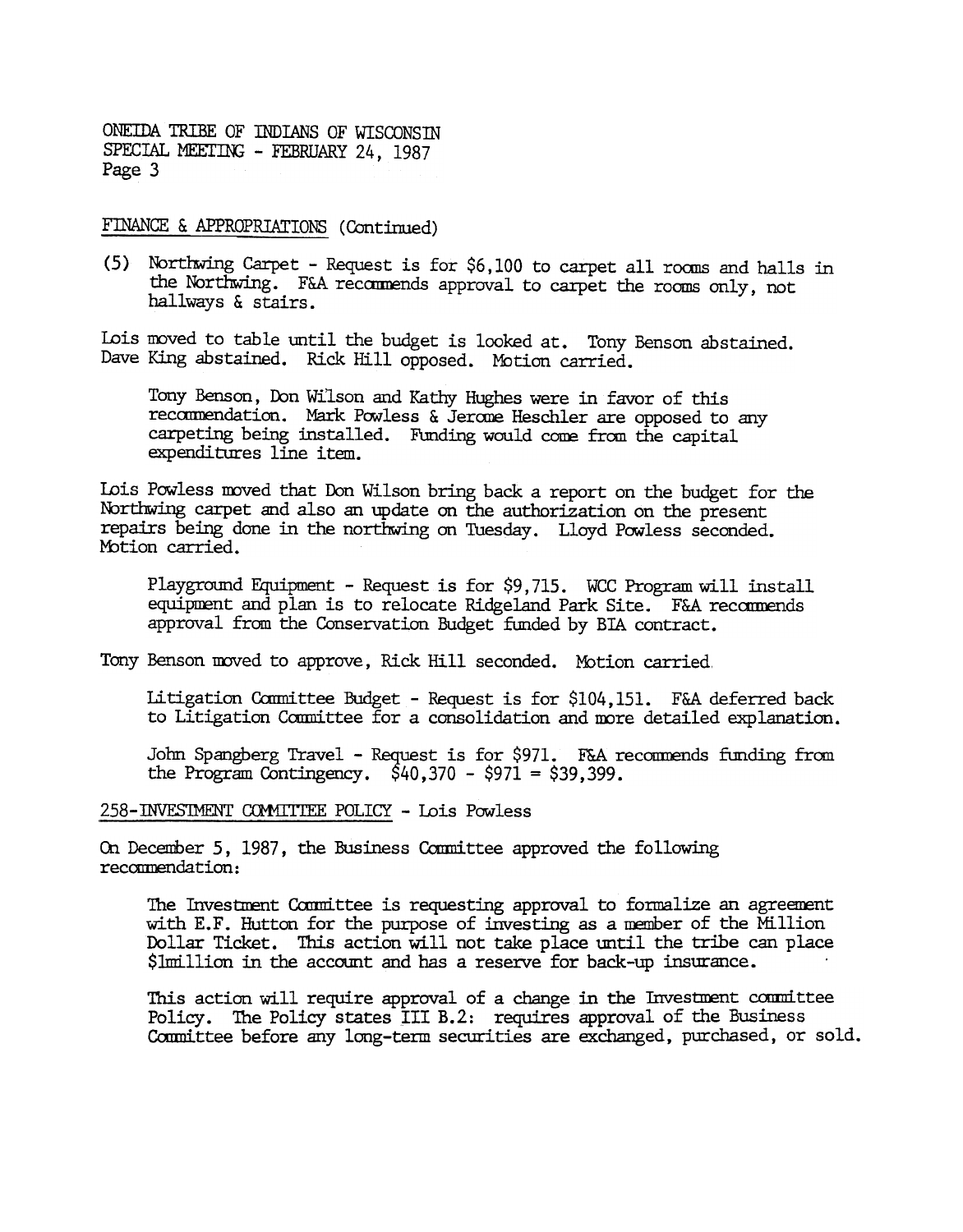FINANCE & APPROPRIATIONS (Continued)

(5) Northwing Carpet - Request is for $6,100 to carpet all rooms and halls in the Northwing. F&A recommends approval to carpet the rooms only, not hallways & stairs.

Lois moved to table until the budget is looked at. Tony Benson abstained. Dave King abstained. Rick Hill opposed. Motion carried.

> Tony Benson, Don Wilson and Kathy Hughes were in favor of this recommendation. Mark Powless & Jerome Heschler are opposed to any carpeting being installed. Funding would come from the capital expenditures line item.

Lois Powless moved that Don Wilson bring back a report on the budget for the Northwing carpet and also an update on the authorization on the present repairs being done in the northwing on Tuesday. Lloyd Powless seconded. Motion carried.

> Playground Equipment - Request is for $9,715. WCC Program will install equipment and plan is to relocate Ridgeland Park Site. F&A recommends approval from the Conservation Budget funded by BIA contract.

Tony Benson moved to approve, Rick Hill seconded. Motion carried.

> Litigation Committee Budget - Request is for $104,151. F&A deferred back to Litigation Committee for a consolidation and more detailed explanation.
>
> John Spangberg Travel - Request is for $971. F&A recommends funding from the Program Contingency. $40,370 - $971 = $39,399.

258-INVESTMENT COMMITTEE POLICY - Lois Powless

On December 5, 1987, the Business Committee approved the following recommendation:

> The Investment Committee is requesting approval to formalize an agreement with E.F. Hutton for the purpose of investing as a member of the Million Dollar Ticket. This action will not take place until the tribe can place $1million in the account and has a reserve for back-up insurance.
>
> This action will require approval of a change in the Investment committee Policy. The Policy states III B.2: requires approval of the Business Committee before any long-term securities are exchanged, purchased, or sold.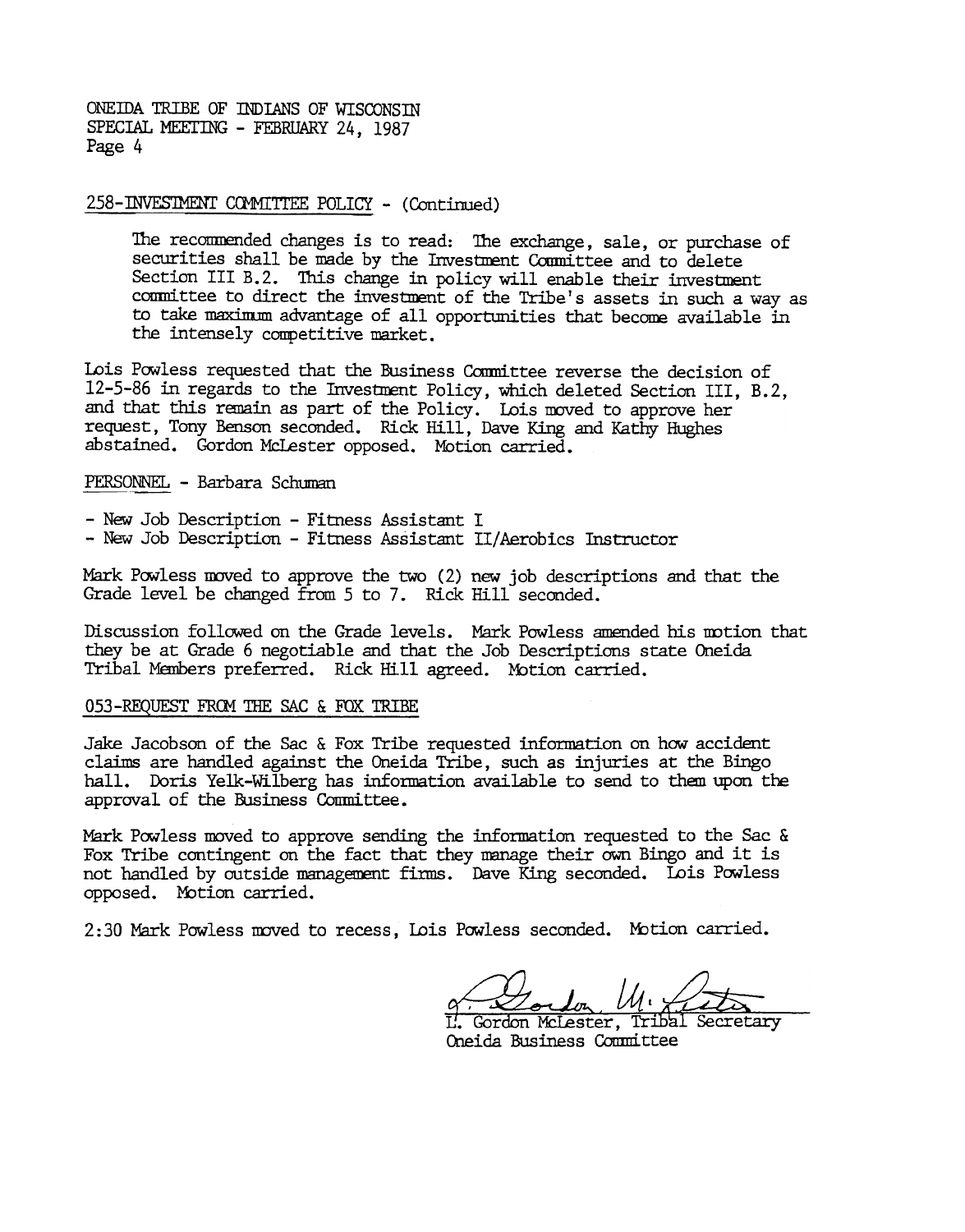258-INVESTMENT COMMITTEE POLICY - (Continued)

The recommended changes is to read: The exchange, sale, or purchase of securities shall be made by the Investment Committee and to delete Section III B.2. This change in policy will enable their investment committee to direct the investment of the Tribe's assets in such a way as to take maximum advantage of all opportunities that become available in the intensely competitive market.

Lois Powless requested that the Business Committee reverse the decision of 12-5-86 in regards to the Investment Policy, which deleted Section III, B.2, and that this remain as part of the Policy. Lois moved to approve her request, Tony Benson seconded. Rick Hill, Dave King and Kathy Hughes abstained. Gordon McLester opposed. Motion carried.

PERSONNEL - Barbara Schuman

- New Job Description - Fitness Assistant I
- New Job Description - Fitness Assistant II/Aerobics Instructor

Mark Powless moved to approve the two (2) new job descriptions and that the Grade level be changed from 5 to 7. Rick Hill seconded.

Discussion followed on the Grade levels. Mark Powless amended his motion that they be at Grade 6 negotiable and that the Job Descriptions state Oneida Tribal Members preferred. Rick Hill agreed. Motion carried.

053-REQUEST FROM THE SAC & FOX TRIBE

Jake Jacobson of the Sac & Fox Tribe requested information on how accident claims are handled against the Oneida Tribe, such as injuries at the Bingo hall. Doris Yelk-Wilberg has information available to send to them upon the approval of the Business Committee.

Mark Powless moved to approve sending the information requested to the Sac & Fox Tribe contingent on the fact that they manage their own Bingo and it is not handled by outside management firms. Dave King seconded. Lois Powless opposed. Motion carried.

2:30 Mark Powless moved to recess, Lois Powless seconded. Motion carried.

L. Gordon McLester, Tribal Secretary
Oneida Business Committee